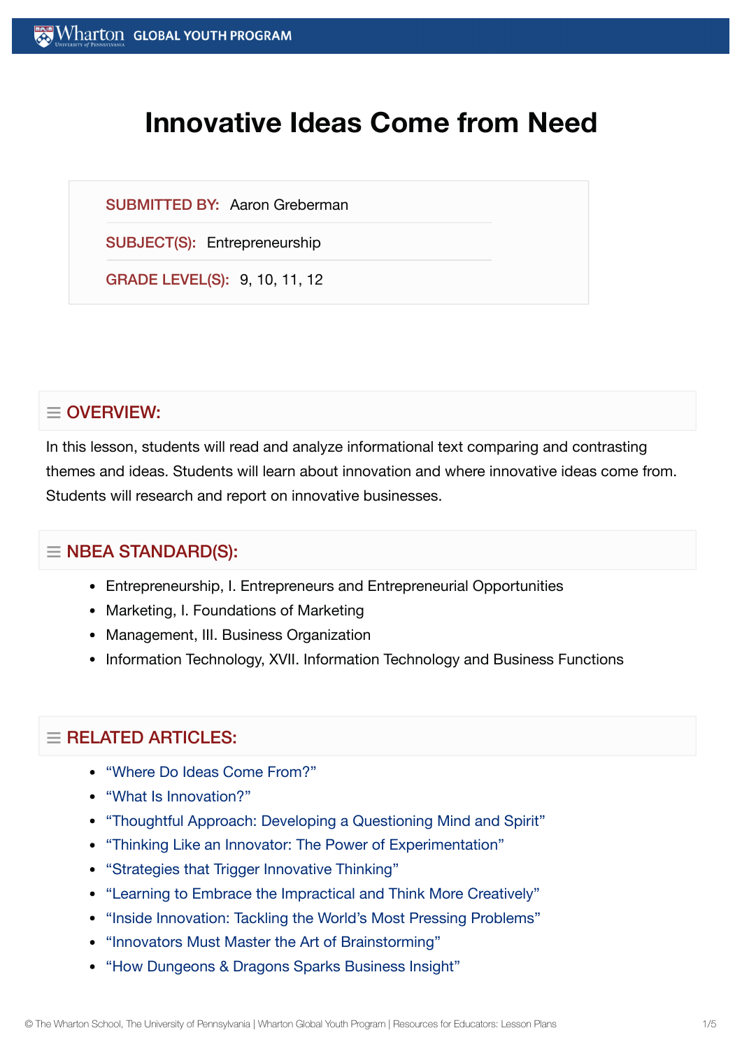# Innovative Ideas Come from Need

**SUBMITTED BY:** Aaron Greberman

**SUBJECT(S):** Entrepreneurship

**GRADE LEVEL(S):** 9, 10, 11, 12

## OVERVIEW:

In this lesson, students will read and analyze informational text comparing and contrasting themes and ideas. Students will learn about innovation and where innovative ideas come from. Students will research and report on innovative businesses.

## NBEA STANDARD(S):

- Entrepreneurship, I. Entrepreneurs and Entrepreneurial Opportunities
- Marketing, I. Foundations of Marketing
- Management, III. Business Organization
- Information Technology, XVII. Information Technology and Business Functions

## RELATED ARTICLES:

- "Where Do Ideas Come From?"
- "What Is Innovation?"
- "Thoughtful Approach: Developing a Questioning Mind and Spirit"
- "Thinking Like an Innovator: The Power of Experimentation"
- "Strategies that Trigger Innovative Thinking"
- "Learning to Embrace the Impractical and Think More Creatively"
- "Inside Innovation: Tackling the World's Most Pressing Problems"
- "Innovators Must Master the Art of Brainstorming"
- "How Dungeons & Dragons Sparks Business Insight"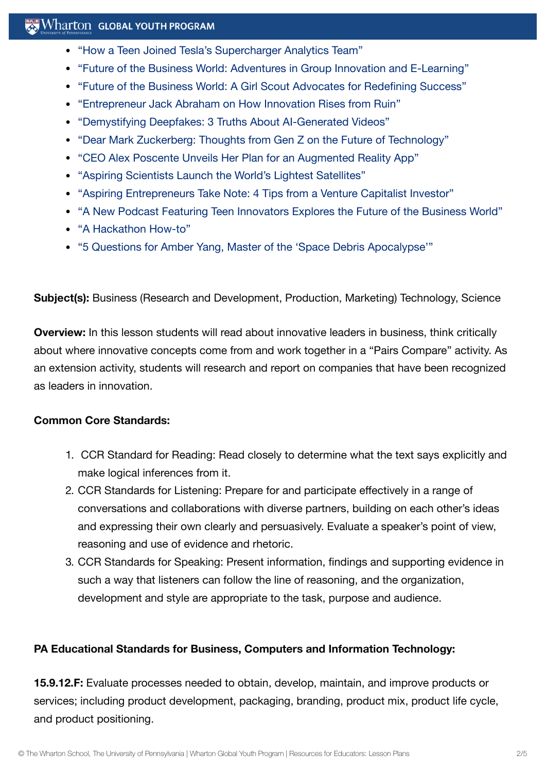- "How a Teen Joined Tesla's Supercharger Analytics Team"
- "Future of the Business World: Adventures in Group Innovation and E-Learning"
- "Future of the Business World: A Girl Scout Advocates for Redefining Success"
- "Entrepreneur Jack Abraham on How Innovation Rises from Ruin"
- "Demystifying Deepfakes: 3 Truths About AI-Generated Videos"
- "Dear Mark Zuckerberg: Thoughts from Gen Z on the Future of Technology"
- "CEO Alex Poscente Unveils Her Plan for an Augmented Reality App"
- "Aspiring Scientists Launch the World's Lightest Satellites"
- "Aspiring Entrepreneurs Take Note: 4 Tips from a Venture Capitalist Investor"
- "A New Podcast Featuring Teen Innovators Explores the Future of the Business World"
- "A Hackathon How-to"
- "5 Questions for Amber Yang, Master of the 'Space Debris Apocalypse'"

**Subject(s):** Business (Research and Development, Production, Marketing) Technology, Science

**Overview:** In this lesson students will read about innovative leaders in business, think critically about where innovative concepts come from and work together in a "Pairs Compare" activity. As an extension activity, students will research and report on companies that have been recognized as leaders in innovation.

**Common Core Standards:**

1. CCR Standard for Reading: Read closely to determine what the text says explicitly and make logical inferences from it.
2. CCR Standards for Listening: Prepare for and participate effectively in a range of conversations and collaborations with diverse partners, building on each other's ideas and expressing their own clearly and persuasively. Evaluate a speaker's point of view, reasoning and use of evidence and rhetoric.
3. CCR Standards for Speaking: Present information, findings and supporting evidence in such a way that listeners can follow the line of reasoning, and the organization, development and style are appropriate to the task, purpose and audience.

**PA Educational Standards for Business, Computers and Information Technology:**

**15.9.12.F:** Evaluate processes needed to obtain, develop, maintain, and improve products or services; including product development, packaging, branding, product mix, product life cycle, and product positioning.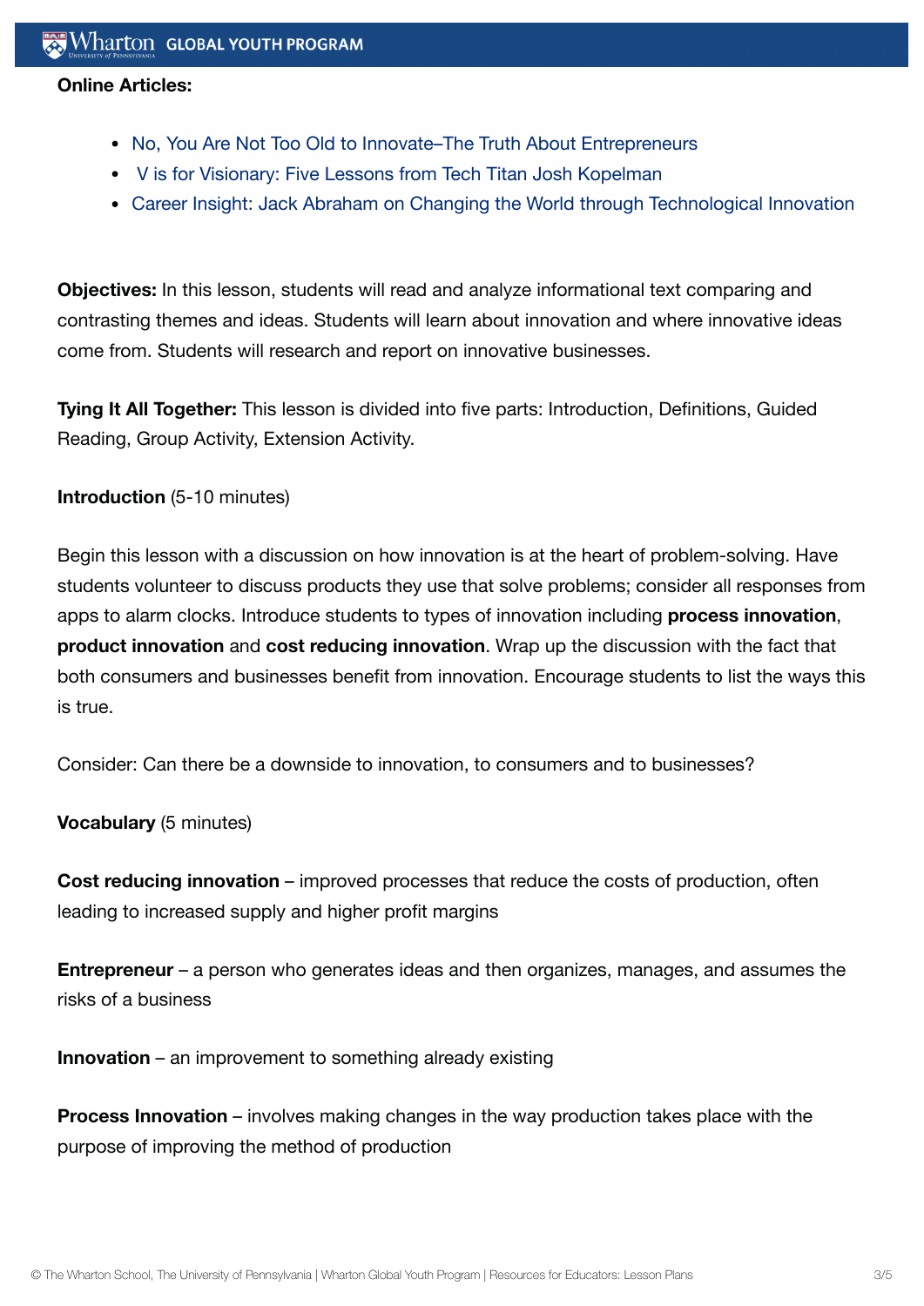**Online Articles:**

- No, You Are Not Too Old to Innovate–The Truth About Entrepreneurs
- V is for Visionary: Five Lessons from Tech Titan Josh Kopelman
- Career Insight: Jack Abraham on Changing the World through Technological Innovation

**Objectives:** In this lesson, students will read and analyze informational text comparing and contrasting themes and ideas. Students will learn about innovation and where innovative ideas come from. Students will research and report on innovative businesses.

**Tying It All Together:** This lesson is divided into five parts: Introduction, Definitions, Guided Reading, Group Activity, Extension Activity.

**Introduction** (5-10 minutes)

Begin this lesson with a discussion on how innovation is at the heart of problem-solving. Have students volunteer to discuss products they use that solve problems; consider all responses from apps to alarm clocks. Introduce students to types of innovation including **process innovation**, **product innovation** and **cost reducing innovation**. Wrap up the discussion with the fact that both consumers and businesses benefit from innovation. Encourage students to list the ways this is true.

Consider: Can there be a downside to innovation, to consumers and to businesses?

**Vocabulary** (5 minutes)

**Cost reducing innovation** – improved processes that reduce the costs of production, often leading to increased supply and higher profit margins

**Entrepreneur** – a person who generates ideas and then organizes, manages, and assumes the risks of a business

**Innovation** – an improvement to something already existing

**Process Innovation** – involves making changes in the way production takes place with the purpose of improving the method of production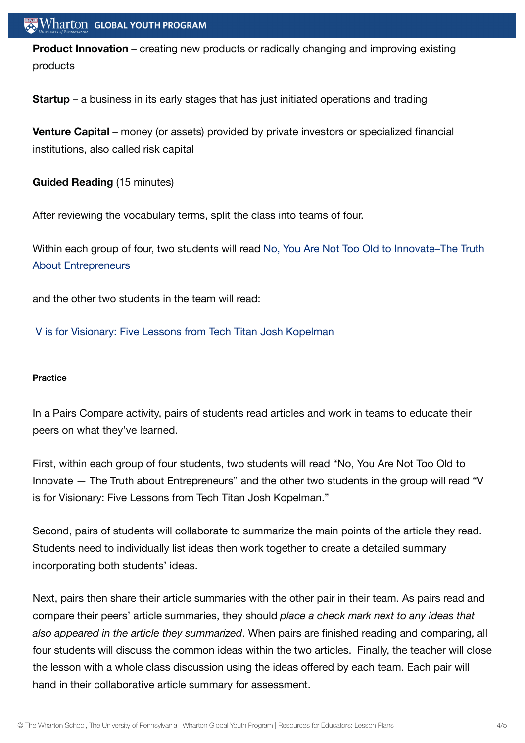**Product Innovation** – creating new products or radically changing and improving existing products

**Startup** – a business in its early stages that has just initiated operations and trading

**Venture Capital** – money (or assets) provided by private investors or specialized financial institutions, also called risk capital

**Guided Reading** (15 minutes)

After reviewing the vocabulary terms, split the class into teams of four.

Within each group of four, two students will read No, You Are Not Too Old to Innovate–The Truth About Entrepreneurs

and the other two students in the team will read:

V is for Visionary: Five Lessons from Tech Titan Josh Kopelman

#### Practice

In a Pairs Compare activity, pairs of students read articles and work in teams to educate their peers on what they've learned.

First, within each group of four students, two students will read "No, You Are Not Too Old to Innovate — The Truth about Entrepreneurs" and the other two students in the group will read "V is for Visionary: Five Lessons from Tech Titan Josh Kopelman."

Second, pairs of students will collaborate to summarize the main points of the article they read. Students need to individually list ideas then work together to create a detailed summary incorporating both students' ideas.

Next, pairs then share their article summaries with the other pair in their team. As pairs read and compare their peers' article summaries, they should *place a check mark next to any ideas that also appeared in the article they summarized*. When pairs are finished reading and comparing, all four students will discuss the common ideas within the two articles. Finally, the teacher will close the lesson with a whole class discussion using the ideas offered by each team. Each pair will hand in their collaborative article summary for assessment.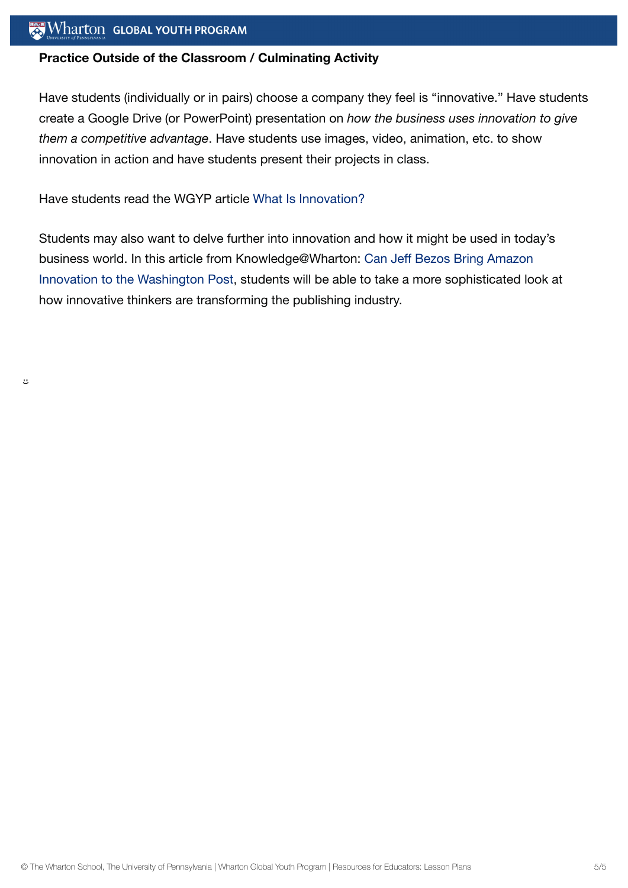**Practice Outside of the Classroom / Culminating Activity**

Have students (individually or in pairs) choose a company they feel is "innovative." Have students create a Google Drive (or PowerPoint) presentation on *how the business uses innovation to give them a competitive advantage*. Have students use images, video, animation, etc. to show innovation in action and have students present their projects in class.

Have students read the WGYP article What Is Innovation?

Students may also want to delve further into innovation and how it might be used in today's business world. In this article from Knowledge@Wharton: Can Jeff Bezos Bring Amazon Innovation to the Washington Post, students will be able to take a more sophisticated look at how innovative thinkers are transforming the publishing industry.